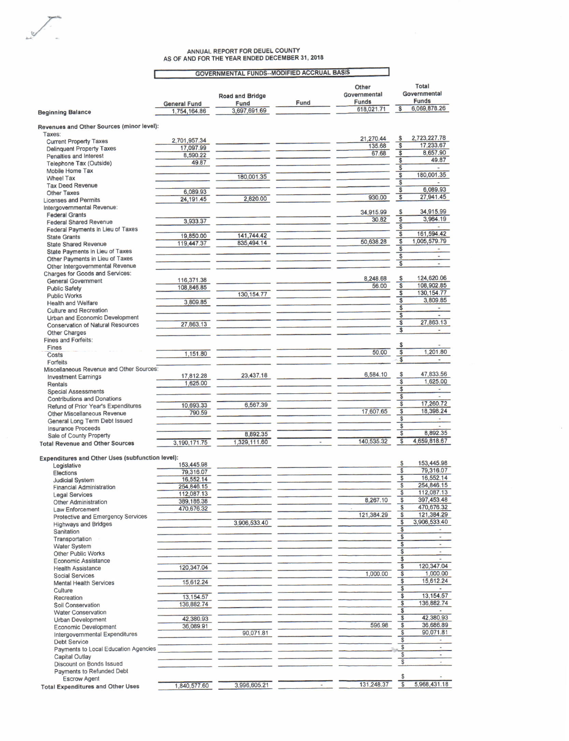# ANNUAL REPORT FOR DEUEL COUNTY
## AS OF AND FOR THE YEAR ENDED DECEMBER 31, 2018

**GOVERNMENTAL FUNDS--MODIFIED ACCRUAL BASIS**

| | General Fund | Road and Bridge Fund | Fund | Other Governmental Funds | Total Governmental Funds |
|---|---|---|---|---|---|
| **Beginning Balance** | 1,754,164.86 | 3,697,691.69 | | 618,021.71 | $ 6,069,878.26 |
| **Revenues and Other Sources (minor level):** | | | | | |
| Taxes: | | | | | |
| Current Property Taxes | 2,701,957.34 | | | 21,270.44 | $ 2,723,227.78 |
| Delinquent Property Taxes | 17,097.99 | | | 135.68 | $ 17,233.67 |
| Penalties and Interest | 8,590.22 | | | 67.68 | $ 8,657.90 |
| Telephone Tax (Outside) | 49.87 | | | | $ 49.87 |
| Mobile Home Tax | | | | | $ - |
| Wheel Tax | | 180,001.35 | | | $ 180,001.35 |
| Tax Deed Revenue | | | | | $ - |
| Other Taxes | 6,089.93 | | | | $ 6,089.93 |
| Licenses and Permits | 24,191.45 | 2,820.00 | | 930.00 | $ 27,941.45 |
| Intergovernmental Revenue: | | | | | |
| Federal Grants | | | | 34,915.99 | $ 34,915.99 |
| Federal Shared Revenue | 3,933.37 | | | 30.82 | $ 3,964.19 |
| Federal Payments in Lieu of Taxes | | | | | $ - |
| State Grants | 19,850.00 | 141,744.42 | | | $ 161,594.42 |
| State Shared Revenue | 119,447.37 | 835,494.14 | | 50,638.28 | $ 1,005,579.79 |
| State Payments in Lieu of Taxes | | | | | $ - |
| Other Payments in Lieu of Taxes | | | | | $ - |
| Other Intergovernmental Revenue | | | | | $ - |
| Charges for Goods and Services: | | | | | |
| General Government | 116,371.38 | | | 8,248.68 | $ 124,620.06 |
| Public Safety | 108,846.85 | | | 56.00 | $ 108,902.85 |
| Public Works | | 130,154.77 | | | $ 130,154.77 |
| Health and Welfare | 3,809.85 | | | | $ 3,809.85 |
| Culture and Recreation | | | | | $ - |
| Urban and Economic Development | | | | | $ - |
| Conservation of Natural Resources | 27,863.13 | | | | $ 27,863.13 |
| Other Charges | | | | | $ - |
| Fines and Forfeits: | | | | | |
| Fines | | | | | $ - |
| Costs | 1,151.80 | | | 50.00 | $ 1,201.80 |
| Forfeits | | | | | $ - |
| Miscellaneous Revenue and Other Sources: | | | | | |
| Investment Earnings | 17,812.28 | 23,437.18 | | 6,584.10 | $ 47,833.56 |
| Rentals | 1,625.00 | | | | $ 1,625.00 |
| Special Assessments | | | | | $ - |
| Contributions and Donations | | | | | $ - |
| Refund of Prior Year's Expenditures | 10,693.33 | 6,567.39 | | | $ 17,260.72 |
| Other Miscellaneous Revenue | 790.59 | | | 17,607.65 | $ 18,398.24 |
| General Long Term Debt Issued | | | | | $ - |
| Insurance Proceeds | | | | | $ - |
| Sale of County Property | | 8,892.35 | | | $ 8,892.35 |
| **Total Revenue and Other Sources** | 3,190,171.75 | 1,329,111.60 | - | 140,535.32 | $ 4,659,818.67 |
| **Expenditures and Other Uses (subfunction level):** | | | | | |
| Legislative | 153,445.98 | | | | $ 153,445.98 |
| Elections | 79,316.07 | | | | $ 79,316.07 |
| Judicial System | 16,552.14 | | | | $ 16,552.14 |
| Financial Administration | 254,846.15 | | | | $ 254,846.15 |
| Legal Services | 112,087.13 | | | | $ 112,087.13 |
| Other Administration | 389,186.38 | | | 8,267.10 | $ 397,453.48 |
| Law Enforcement | 470,676.32 | | | | $ 470,676.32 |
| Protective and Emergency Services | | | | 121,384.29 | $ 121,384.29 |
| Highways and Bridges | | 3,906,533.40 | | | $ 3,906,533.40 |
| Sanitation | | | | | $ - |
| Transportation | | | | | $ - |
| Water System | | | | | $ - |
| Other Public Works | | | | | $ - |
| Economic Assistance | | | | | $ - |
| Health Assistance | 120,347.04 | | | | $ 120,347.04 |
| Social Services | | | | 1,000.00 | $ 1,000.00 |
| Mental Health Services | 15,612.24 | | | | $ 15,612.24 |
| Culture | | | | | $ - |
| Recreation | 13,154.57 | | | | $ 13,154.57 |
| Soil Conservation | 136,882.74 | | | | $ 136,882.74 |
| Water Conservation | | | | | $ - |
| Urban Development | 42,380.93 | | | | $ 42,380.93 |
| Economic Development | 36,089.91 | | | 596.98 | $ 36,686.89 |
| Intergovernmental Expenditures | | 90,071.81 | | | $ 90,071.81 |
| Debt Service | | | | | $ - |
| Payments to Local Education Agencies | | | | | $ - |
| Capital Outlay | | | | | $ - |
| Discount on Bonds Issued | | | | | $ - |
| Payments to Refunded Debt Escrow Agent | | | | | $ - |
| **Total Expenditures and Other Uses** | 1,840,577.60 | 3,996,605.21 | - | 131,248.37 | $ 5,968,431.18 |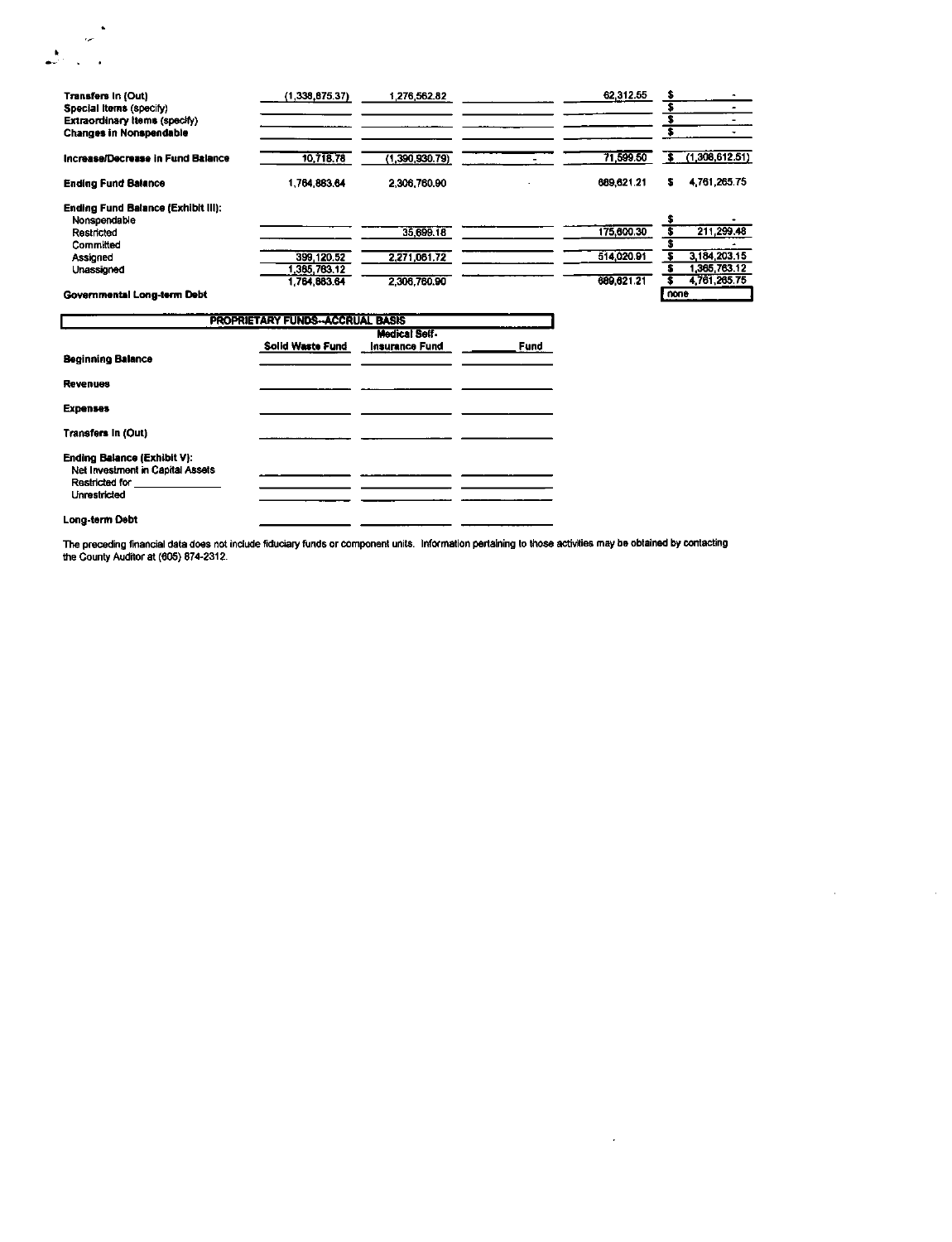| | | | | | |
|---|---|---|---|---|---|
| **Transfers In (Out)** | (1,338,875.37) | 1,276,562.82 | | 62,312.55 | $ - |
| **Special Items** (specify) | | | | | $ - |
| **Extraordinary Items** (specify) | | | | | $ - |
| **Changes in Nonspendable** | | | | | $ - |
| **Increase/Decrease in Fund Balance** | 10,718.78 | (1,390,930.79) | - | 71,599.50 | $ (1,308,612.51) |
| **Ending Fund Balance** | 1,764,883.64 | 2,306,760.90 | - | 689,621.21 | $ 4,761,265.75 |
| **Ending Fund Balance (Exhibit III):** | | | | | |
| Nonspendable | | | | | $ - |
| Restricted | | 35,699.18 | | 175,600.30 | $ 211,299.48 |
| Committed | | | | | $ - |
| Assigned | 399,120.52 | 2,271,061.72 | | 514,020.91 | $ 3,184,203.15 |
| Unassigned | 1,365,763.12 | | | | $ 1,365,763.12 |
| | 1,764,883.64 | 2,306,760.90 | | 689,621.21 | $ 4,761,265.75 |
| **Governmental Long-term Debt** | | | | | none |

**PROPRIETARY FUNDS--ACCRUAL BASIS**

| | Solid Waste Fund | Medical Self-Insurance Fund | Fund |
|---|---|---|---|
| **Beginning Balance** | | | |
| **Revenues** | | | |
| **Expenses** | | | |
| **Transfers In (Out)** | | | |
| **Ending Balance (Exhibit V):** | | | |
| Net Investment in Capital Assets | | | |
| Restricted for ______ | | | |
| Unrestricted | | | |
| **Long-term Debt** | | | |

The preceding financial data does not include fiduciary funds or component units. Information pertaining to those activities may be obtained by contacting the County Auditor at (605) 874-2312.